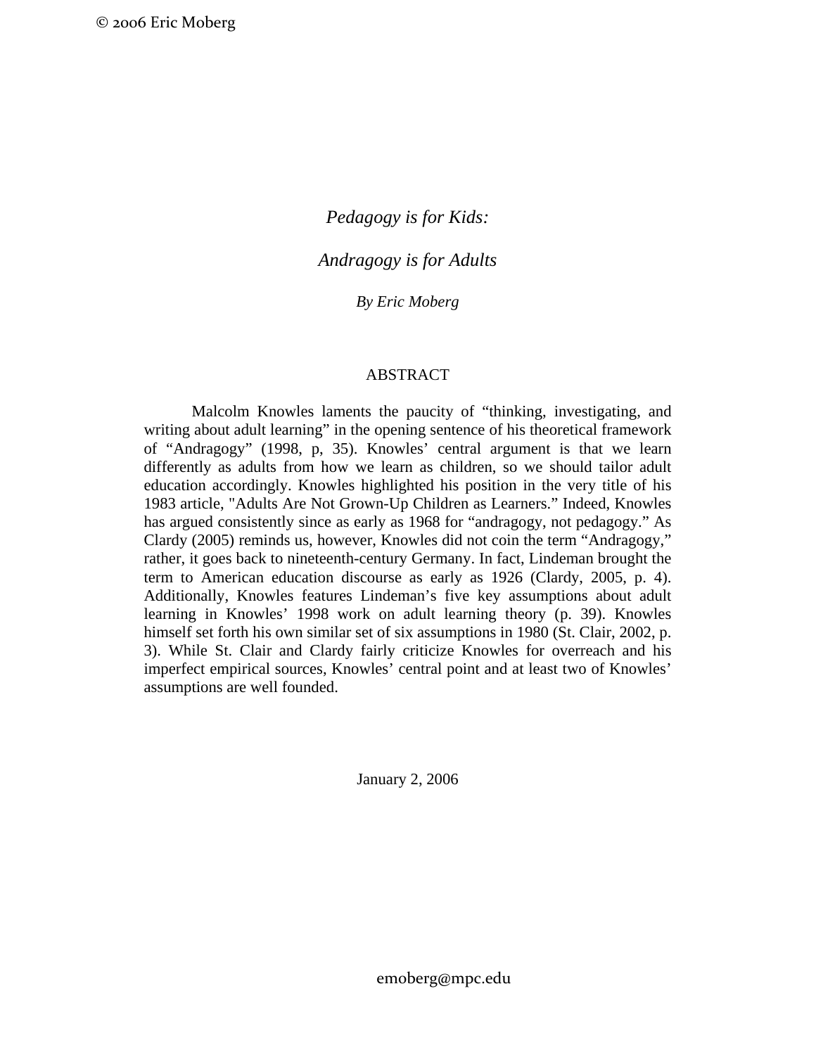© 2006 Eric Moberg

# *Pedagogy is for Kids:*

# *Andragogy is for Adults*

*By Eric Moberg*

## ABSTRACT

Malcolm Knowles laments the paucity of "thinking, investigating, and writing about adult learning" in the opening sentence of his theoretical framework of "Andragogy" (1998, p, 35). Knowles' central argument is that we learn differently as adults from how we learn as children, so we should tailor adult education accordingly. Knowles highlighted his position in the very title of his 1983 article, "Adults Are Not Grown-Up Children as Learners." Indeed, Knowles has argued consistently since as early as 1968 for "andragogy, not pedagogy." As Clardy (2005) reminds us, however, Knowles did not coin the term "Andragogy," rather, it goes back to nineteenth-century Germany. In fact, Lindeman brought the term to American education discourse as early as 1926 (Clardy, 2005, p. 4). Additionally, Knowles features Lindeman's five key assumptions about adult learning in Knowles' 1998 work on adult learning theory (p. 39). Knowles himself set forth his own similar set of six assumptions in 1980 (St. Clair, 2002, p. 3). While St. Clair and Clardy fairly criticize Knowles for overreach and his imperfect empirical sources, Knowles' central point and at least two of Knowles' assumptions are well founded.

January 2, 2006

emoberg@mpc.edu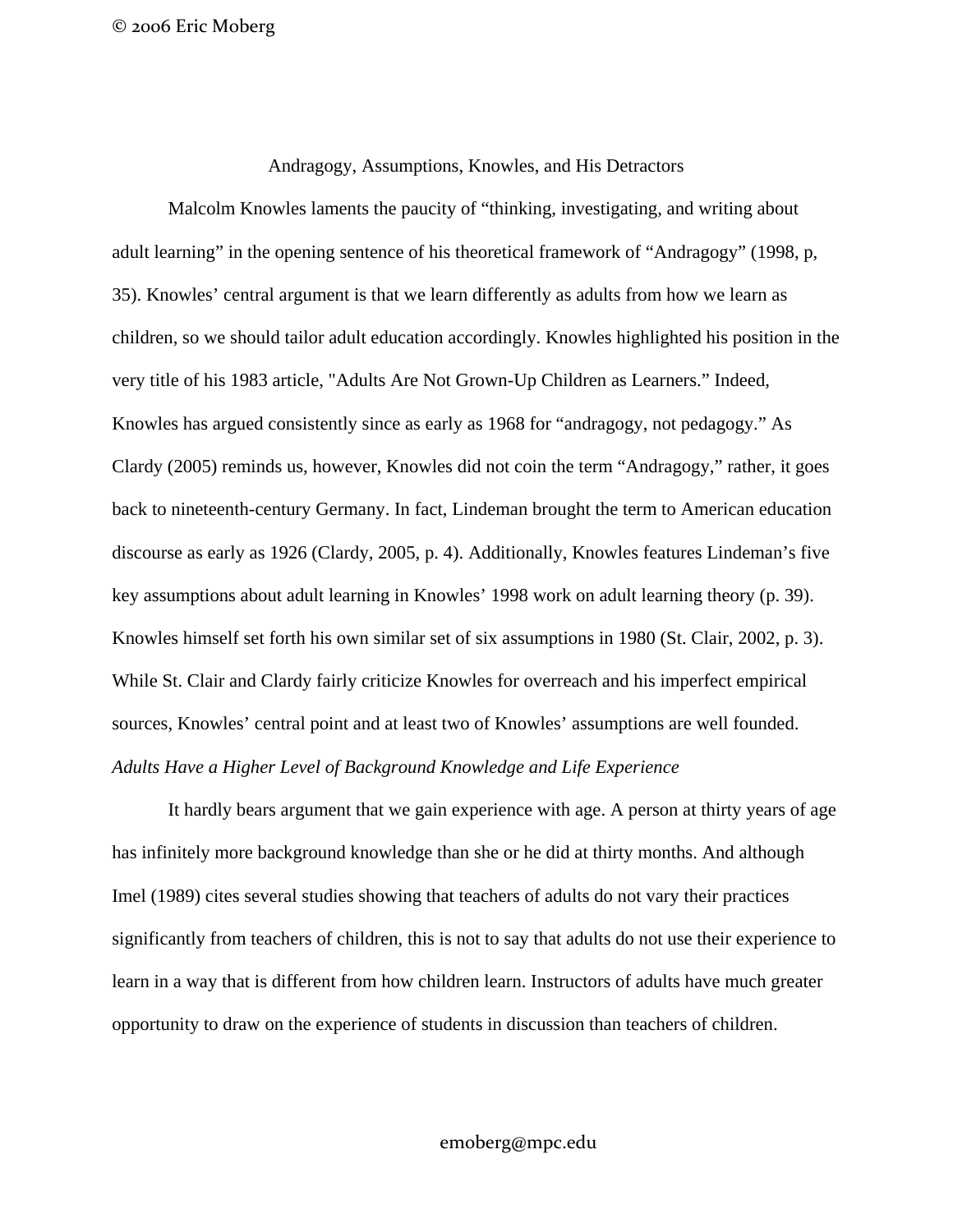Andragogy, Assumptions, Knowles, and His Detractors

Malcolm Knowles laments the paucity of "thinking, investigating, and writing about adult learning" in the opening sentence of his theoretical framework of "Andragogy" (1998, p, 35). Knowles' central argument is that we learn differently as adults from how we learn as children, so we should tailor adult education accordingly. Knowles highlighted his position in the very title of his 1983 article, "Adults Are Not Grown-Up Children as Learners." Indeed, Knowles has argued consistently since as early as 1968 for "andragogy, not pedagogy." As Clardy (2005) reminds us, however, Knowles did not coin the term "Andragogy," rather, it goes back to nineteenth-century Germany. In fact, Lindeman brought the term to American education discourse as early as 1926 (Clardy, 2005, p. 4). Additionally, Knowles features Lindeman's five key assumptions about adult learning in Knowles' 1998 work on adult learning theory (p. 39). Knowles himself set forth his own similar set of six assumptions in 1980 (St. Clair, 2002, p. 3). While St. Clair and Clardy fairly criticize Knowles for overreach and his imperfect empirical sources, Knowles' central point and at least two of Knowles' assumptions are well founded.

*Adults Have a Higher Level of Background Knowledge and Life Experience*

It hardly bears argument that we gain experience with age. A person at thirty years of age has infinitely more background knowledge than she or he did at thirty months. And although Imel (1989) cites several studies showing that teachers of adults do not vary their practices significantly from teachers of children, this is not to say that adults do not use their experience to learn in a way that is different from how children learn. Instructors of adults have much greater opportunity to draw on the experience of students in discussion than teachers of children.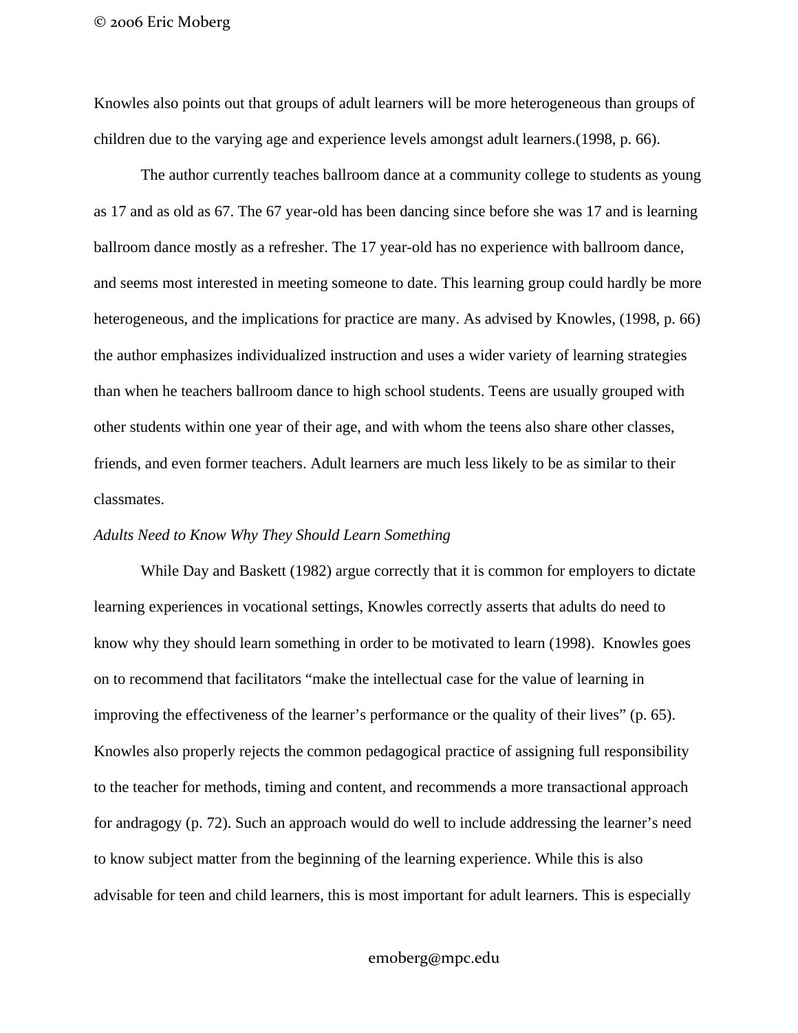Knowles also points out that groups of adult learners will be more heterogeneous than groups of children due to the varying age and experience levels amongst adult learners.(1998, p. 66).

The author currently teaches ballroom dance at a community college to students as young as 17 and as old as 67. The 67 year-old has been dancing since before she was 17 and is learning ballroom dance mostly as a refresher. The 17 year-old has no experience with ballroom dance, and seems most interested in meeting someone to date. This learning group could hardly be more heterogeneous, and the implications for practice are many. As advised by Knowles, (1998, p. 66) the author emphasizes individualized instruction and uses a wider variety of learning strategies than when he teachers ballroom dance to high school students. Teens are usually grouped with other students within one year of their age, and with whom the teens also share other classes, friends, and even former teachers. Adult learners are much less likely to be as similar to their classmates.

*Adults Need to Know Why They Should Learn Something*

While Day and Baskett (1982) argue correctly that it is common for employers to dictate learning experiences in vocational settings, Knowles correctly asserts that adults do need to know why they should learn something in order to be motivated to learn (1998). Knowles goes on to recommend that facilitators "make the intellectual case for the value of learning in improving the effectiveness of the learner's performance or the quality of their lives" (p. 65). Knowles also properly rejects the common pedagogical practice of assigning full responsibility to the teacher for methods, timing and content, and recommends a more transactional approach for andragogy (p. 72). Such an approach would do well to include addressing the learner's need to know subject matter from the beginning of the learning experience. While this is also advisable for teen and child learners, this is most important for adult learners. This is especially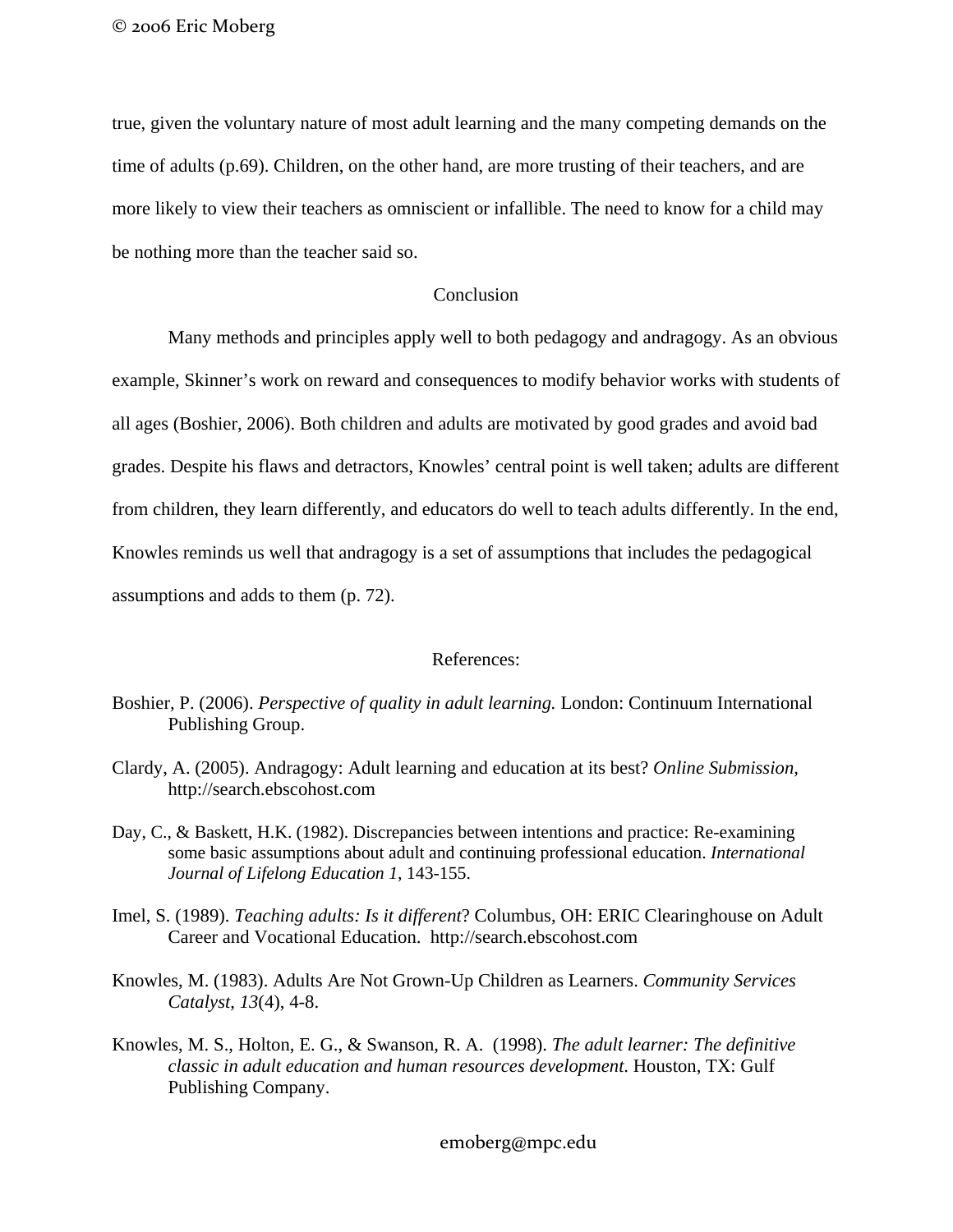true, given the voluntary nature of most adult learning and the many competing demands on the time of adults (p.69). Children, on the other hand, are more trusting of their teachers, and are more likely to view their teachers as omniscient or infallible. The need to know for a child may be nothing more than the teacher said so.

## Conclusion

Many methods and principles apply well to both pedagogy and andragogy. As an obvious example, Skinner's work on reward and consequences to modify behavior works with students of all ages (Boshier, 2006). Both children and adults are motivated by good grades and avoid bad grades. Despite his flaws and detractors, Knowles' central point is well taken; adults are different from children, they learn differently, and educators do well to teach adults differently. In the end, Knowles reminds us well that andragogy is a set of assumptions that includes the pedagogical assumptions and adds to them (p. 72).

## References:

Boshier, P. (2006). *Perspective of quality in adult learning.* London: Continuum International Publishing Group.

Clardy, A. (2005). Andragogy: Adult learning and education at its best? *Online Submission,* http://search.ebscohost.com

Day, C., & Baskett, H.K. (1982). Discrepancies between intentions and practice: Re-examining some basic assumptions about adult and continuing professional education. *International Journal of Lifelong Education 1*, 143-155.

Imel, S. (1989). *Teaching adults: Is it different*? Columbus, OH: ERIC Clearinghouse on Adult Career and Vocational Education. http://search.ebscohost.com

Knowles, M. (1983). Adults Are Not Grown-Up Children as Learners. *Community Services Catalyst*, *13*(4), 4-8.

Knowles, M. S., Holton, E. G., & Swanson, R. A. (1998). *The adult learner: The definitive classic in adult education and human resources development.* Houston, TX: Gulf Publishing Company.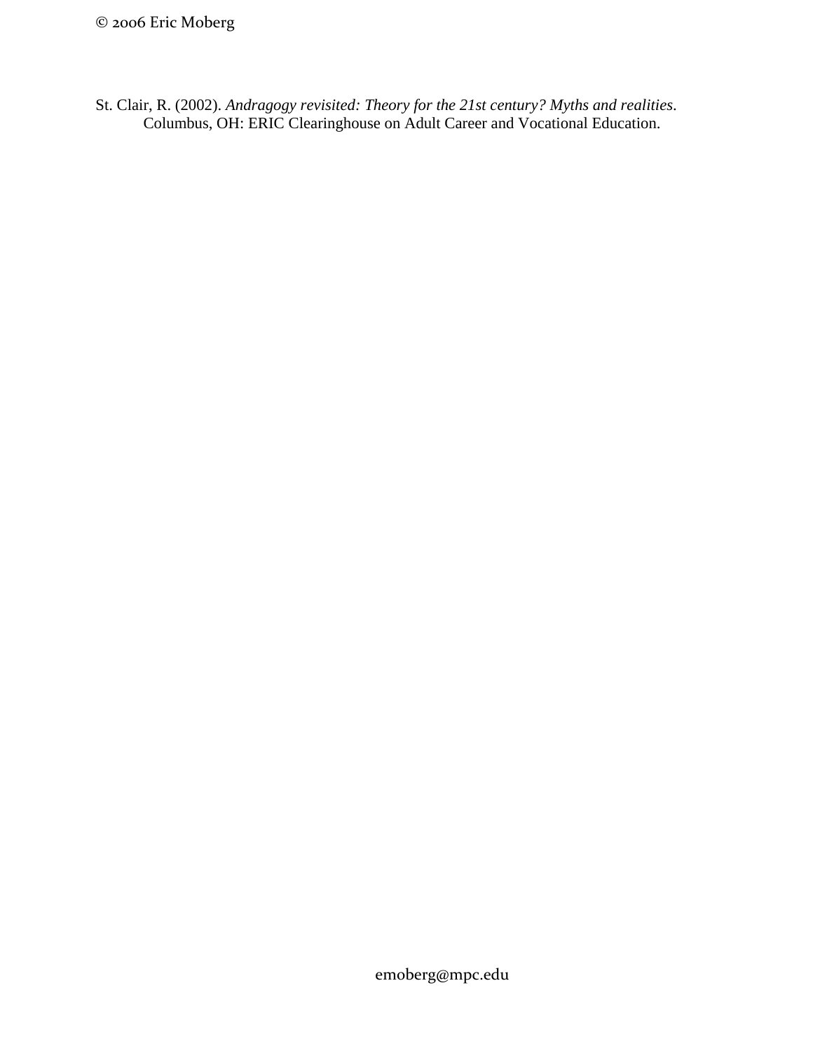St. Clair, R. (2002). *Andragogy revisited: Theory for the 21st century? Myths and realities*. Columbus, OH: ERIC Clearinghouse on Adult Career and Vocational Education.